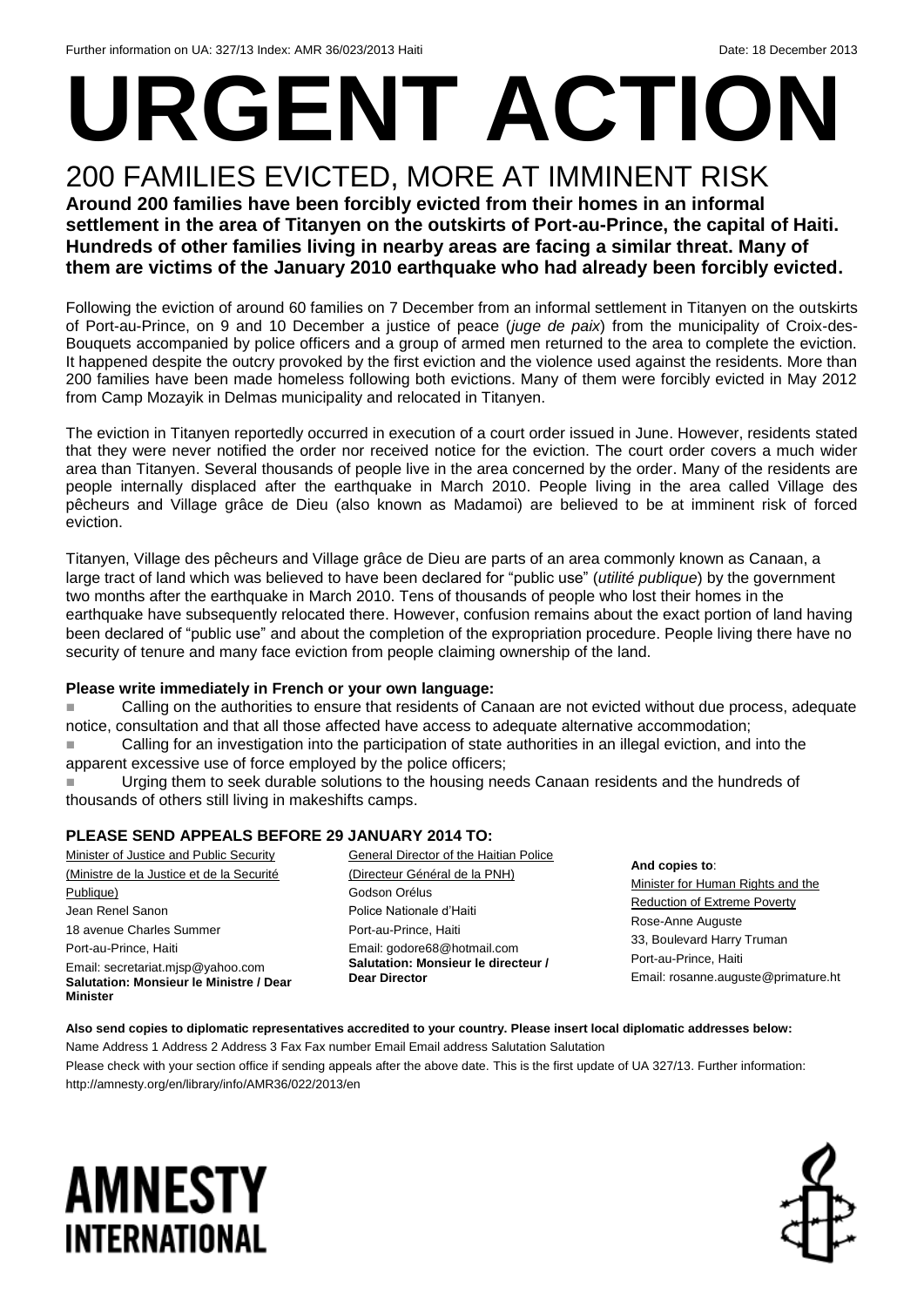Further information on UA: 327/13 Index: AMR 36/023/2013 Haiti Date: 18 December 2013

# URGENT ACTION

## 200 FAMILIES EVICTED, MORE AT IMMINENT RISK

**Around 200 families have been forcibly evicted from their homes in an informal settlement in the area of Titanyen on the outskirts of Port-au-Prince, the capital of Haiti. Hundreds of other families living in nearby areas are facing a similar threat. Many of them are victims of the January 2010 earthquake who had already been forcibly evicted.**

Following the eviction of around 60 families on 7 December from an informal settlement in Titanyen on the outskirts of Port-au-Prince, on 9 and 10 December a justice of peace (*juge de paix*) from the municipality of Croix-des-Bouquets accompanied by police officers and a group of armed men returned to the area to complete the eviction. It happened despite the outcry provoked by the first eviction and the violence used against the residents. More than 200 families have been made homeless following both evictions. Many of them were forcibly evicted in May 2012 from Camp Mozayik in Delmas municipality and relocated in Titanyen.

The eviction in Titanyen reportedly occurred in execution of a court order issued in June. However, residents stated that they were never notified the order nor received notice for the eviction. The court order covers a much wider area than Titanyen. Several thousands of people live in the area concerned by the order. Many of the residents are people internally displaced after the earthquake in March 2010. People living in the area called Village des pêcheurs and Village grâce de Dieu (also known as Madamoi) are believed to be at imminent risk of forced eviction.

Titanyen, Village des pêcheurs and Village grâce de Dieu are parts of an area commonly known as Canaan, a large tract of land which was believed to have been declared for "public use" (*utilité publique*) by the government two months after the earthquake in March 2010. Tens of thousands of people who lost their homes in the earthquake have subsequently relocated there. However, confusion remains about the exact portion of land having been declared of "public use" and about the completion of the expropriation procedure. People living there have no security of tenure and many face eviction from people claiming ownership of the land.

**Please write immediately in French or your own language:**

- Calling on the authorities to ensure that residents of Canaan are not evicted without due process, adequate notice, consultation and that all those affected have access to adequate alternative accommodation;
- Calling for an investigation into the participation of state authorities in an illegal eviction, and into the apparent excessive use of force employed by the police officers;
- Urging them to seek durable solutions to the housing needs Canaan residents and the hundreds of thousands of others still living in makeshifts camps.

**PLEASE SEND APPEALS BEFORE 29 JANUARY 2014 TO:**

Minister of Justice and Public Security (Ministre de la Justice et de la Securité Publique)
Jean Renel Sanon
18 avenue Charles Summer
Port-au-Prince, Haiti
Email: secretariat.mjsp@yahoo.com
**Salutation: Monsieur le Ministre / Dear Minister**

General Director of the Haitian Police (Directeur Général de la PNH)
Godson Orélus
Police Nationale d'Haiti
Port-au-Prince, Haiti
Email: godore68@hotmail.com
**Salutation: Monsieur le directeur / Dear Director**

**And copies to**:
Minister for Human Rights and the Reduction of Extreme Poverty
Rose-Anne Auguste
33, Boulevard Harry Truman
Port-au-Prince, Haiti
Email: rosanne.auguste@primature.ht

**Also send copies to diplomatic representatives accredited to your country. Please insert local diplomatic addresses below:**

Name Address 1 Address 2 Address 3 Fax Fax number Email Email address Salutation Salutation

Please check with your section office if sending appeals after the above date. This is the first update of UA 327/13. Further information: http://amnesty.org/en/library/info/AMR36/022/2013/en

AMNESTY INTERNATIONAL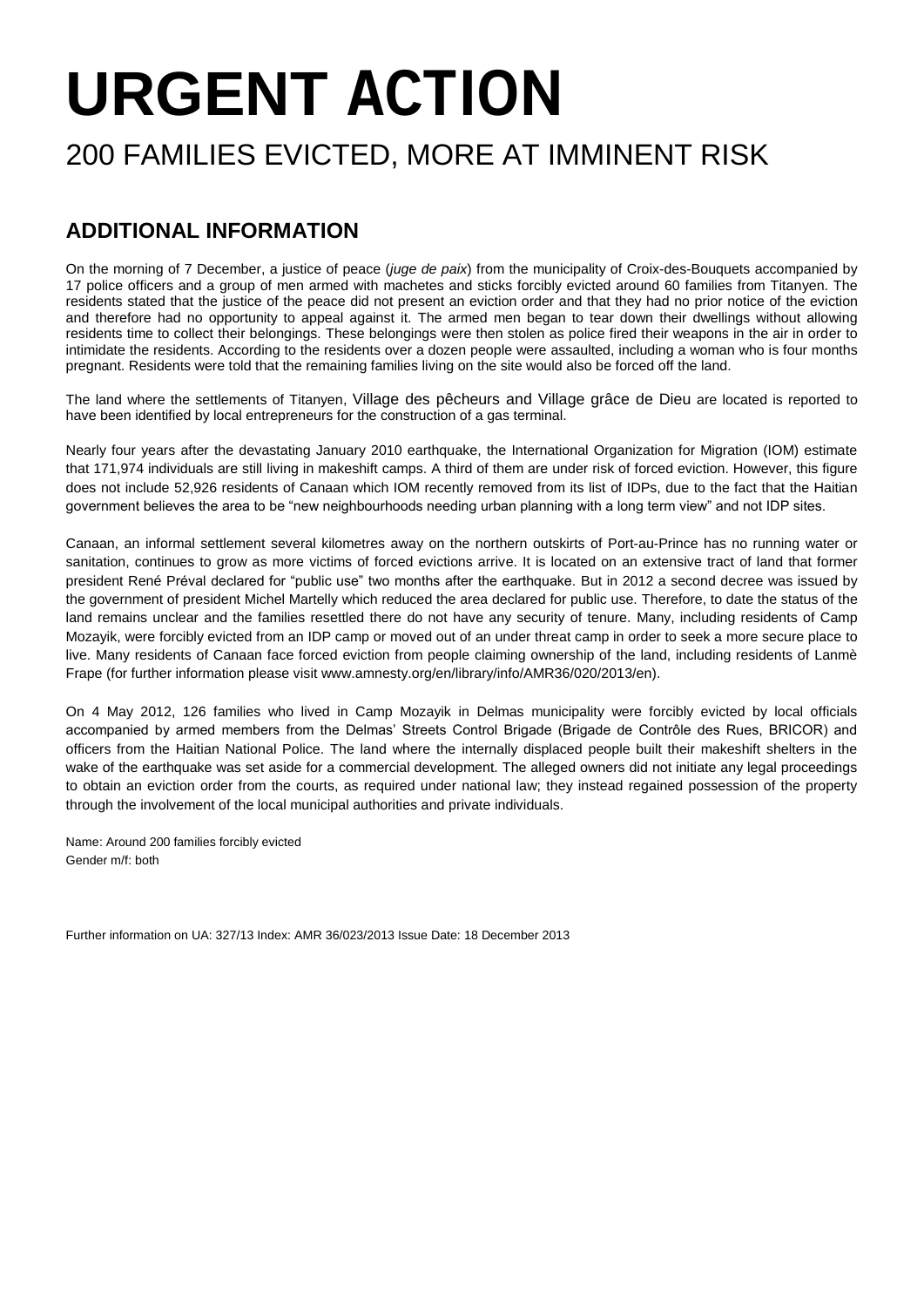# URGENT ACTION

## 200 FAMILIES EVICTED, MORE AT IMMINENT RISK

### ADDITIONAL INFORMATION

On the morning of 7 December, a justice of peace (*juge de paix*) from the municipality of Croix-des-Bouquets accompanied by 17 police officers and a group of men armed with machetes and sticks forcibly evicted around 60 families from Titanyen. The residents stated that the justice of the peace did not present an eviction order and that they had no prior notice of the eviction and therefore had no opportunity to appeal against it. The armed men began to tear down their dwellings without allowing residents time to collect their belongings. These belongings were then stolen as police fired their weapons in the air in order to intimidate the residents. According to the residents over a dozen people were assaulted, including a woman who is four months pregnant. Residents were told that the remaining families living on the site would also be forced off the land.

The land where the settlements of Titanyen, Village des pêcheurs and Village grâce de Dieu are located is reported to have been identified by local entrepreneurs for the construction of a gas terminal.

Nearly four years after the devastating January 2010 earthquake, the International Organization for Migration (IOM) estimate that 171,974 individuals are still living in makeshift camps. A third of them are under risk of forced eviction. However, this figure does not include 52,926 residents of Canaan which IOM recently removed from its list of IDPs, due to the fact that the Haitian government believes the area to be "new neighbourhoods needing urban planning with a long term view" and not IDP sites.

Canaan, an informal settlement several kilometres away on the northern outskirts of Port-au-Prince has no running water or sanitation, continues to grow as more victims of forced evictions arrive. It is located on an extensive tract of land that former president René Préval declared for "public use" two months after the earthquake. But in 2012 a second decree was issued by the government of president Michel Martelly which reduced the area declared for public use. Therefore, to date the status of the land remains unclear and the families resettled there do not have any security of tenure. Many, including residents of Camp Mozayik, were forcibly evicted from an IDP camp or moved out of an under threat camp in order to seek a more secure place to live. Many residents of Canaan face forced eviction from people claiming ownership of the land, including residents of Lanmè Frape (for further information please visit www.amnesty.org/en/library/info/AMR36/020/2013/en).

On 4 May 2012, 126 families who lived in Camp Mozayik in Delmas municipality were forcibly evicted by local officials accompanied by armed members from the Delmas' Streets Control Brigade (Brigade de Contrôle des Rues, BRICOR) and officers from the Haitian National Police. The land where the internally displaced people built their makeshift shelters in the wake of the earthquake was set aside for a commercial development. The alleged owners did not initiate any legal proceedings to obtain an eviction order from the courts, as required under national law; they instead regained possession of the property through the involvement of the local municipal authorities and private individuals.

Name: Around 200 families forcibly evicted
Gender m/f: both

Further information on UA: 327/13 Index: AMR 36/023/2013 Issue Date: 18 December 2013